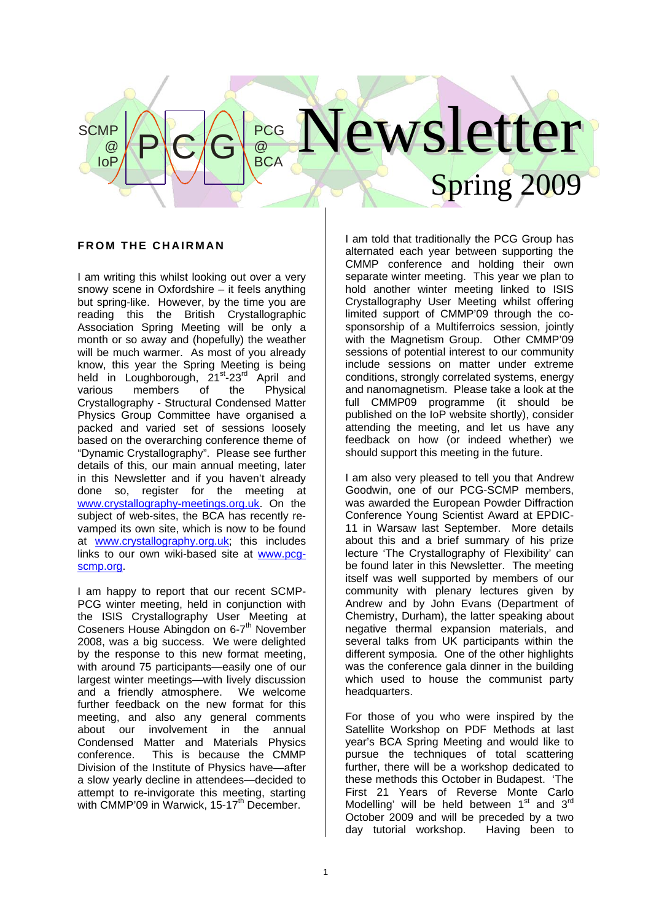SCMP @ IoP PCG PCG @ BCA

# Newsletter

## Spring 2009

### FROM THE CHAIRMAN

I am writing this whilst looking out over a very snowy scene in Oxfordshire – it feels anything but spring-like. However, by the time you are reading this the British Crystallographic Association Spring Meeting will be only a month or so away and (hopefully) the weather will be much warmer. As most of you already know, this year the Spring Meeting is being held in Loughborough, 21st-23rd April and various members of the Physical Crystallography - Structural Condensed Matter Physics Group Committee have organised a packed and varied set of sessions loosely based on the overarching conference theme of "Dynamic Crystallography". Please see further details of this, our main annual meeting, later in this Newsletter and if you haven't already done so, register for the meeting at www.crystallography-meetings.org.uk. On the subject of web-sites, the BCA has recently re-vamped its own site, which is now to be found at www.crystallography.org.uk; this includes links to our own wiki-based site at www.pcg-scmp.org.

I am happy to report that our recent SCMP-PCG winter meeting, held in conjunction with the ISIS Crystallography User Meeting at Coseners House Abingdon on 6-7th November 2008, was a big success. We were delighted by the response to this new format meeting, with around 75 participants—easily one of our largest winter meetings—with lively discussion and a friendly atmosphere. We welcome further feedback on the new format for this meeting, and also any general comments about our involvement in the annual Condensed Matter and Materials Physics conference. This is because the CMMP Division of the Institute of Physics have—after a slow yearly decline in attendees—decided to attempt to re-invigorate this meeting, starting with CMMP'09 in Warwick, 15-17th December.

I am told that traditionally the PCG Group has alternated each year between supporting the CMMP conference and holding their own separate winter meeting. This year we plan to hold another winter meeting linked to ISIS Crystallography User Meeting whilst offering limited support of CMMP'09 through the co-sponsorship of a Multiferroics session, jointly with the Magnetism Group. Other CMMP'09 sessions of potential interest to our community include sessions on matter under extreme conditions, strongly correlated systems, energy and nanomagnetism. Please take a look at the full CMMP09 programme (it should be published on the IoP website shortly), consider attending the meeting, and let us have any feedback on how (or indeed whether) we should support this meeting in the future.

I am also very pleased to tell you that Andrew Goodwin, one of our PCG-SCMP members, was awarded the European Powder Diffraction Conference Young Scientist Award at EPDIC-11 in Warsaw last September. More details about this and a brief summary of his prize lecture 'The Crystallography of Flexibility' can be found later in this Newsletter. The meeting itself was well supported by members of our community with plenary lectures given by Andrew and by John Evans (Department of Chemistry, Durham), the latter speaking about negative thermal expansion materials, and several talks from UK participants within the different symposia. One of the other highlights was the conference gala dinner in the building which used to house the communist party headquarters.

For those of you who were inspired by the Satellite Workshop on PDF Methods at last year's BCA Spring Meeting and would like to pursue the techniques of total scattering further, there will be a workshop dedicated to these methods this October in Budapest. 'The First 21 Years of Reverse Monte Carlo Modelling' will be held between 1st and 3rd October 2009 and will be preceded by a two day tutorial workshop. Having been to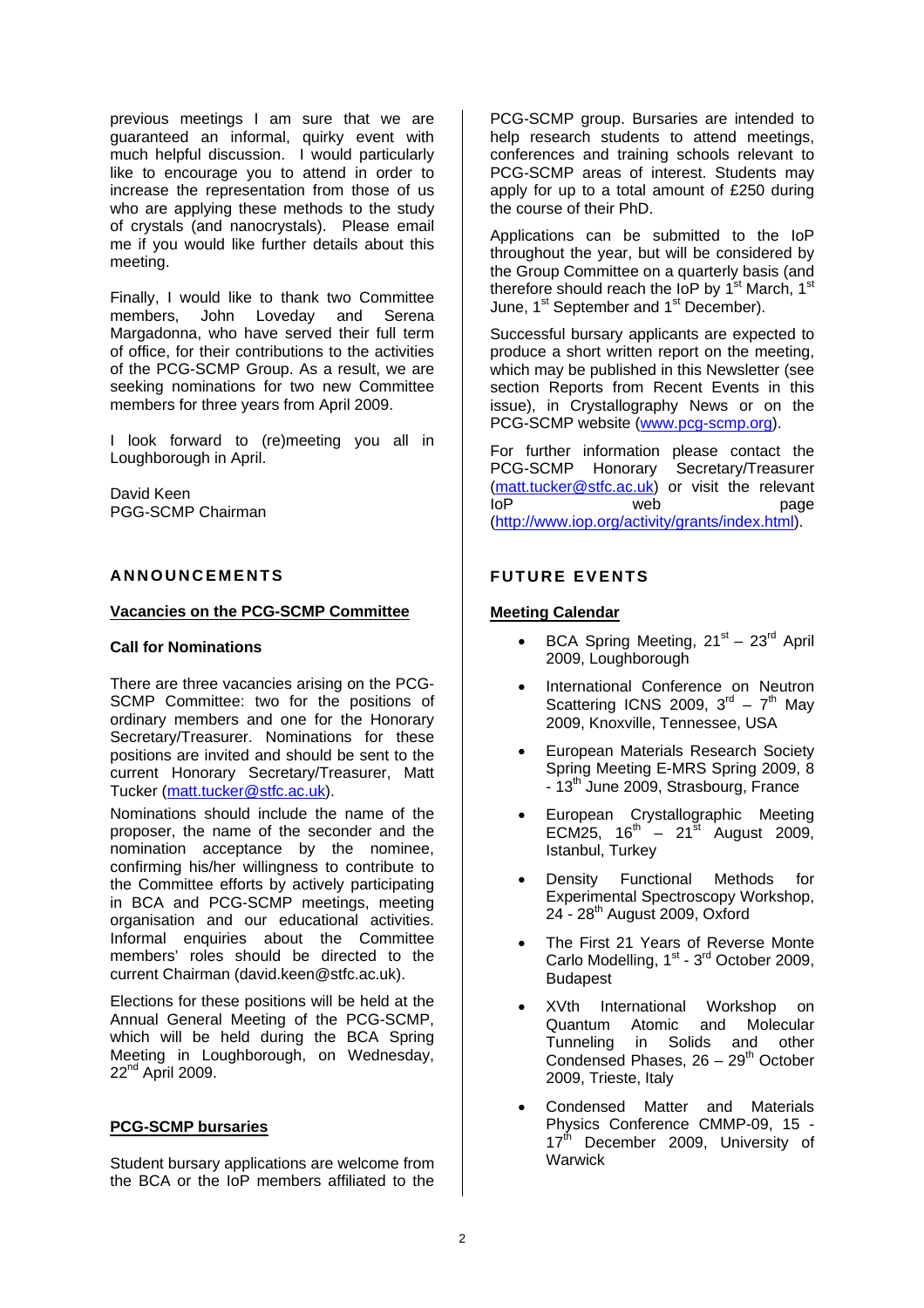previous meetings I am sure that we are guaranteed an informal, quirky event with much helpful discussion. I would particularly like to encourage you to attend in order to increase the representation from those of us who are applying these methods to the study of crystals (and nanocrystals). Please email me if you would like further details about this meeting.

Finally, I would like to thank two Committee members, John Loveday and Serena Margadonna, who have served their full term of office, for their contributions to the activities of the PCG-SCMP Group. As a result, we are seeking nominations for two new Committee members for three years from April 2009.

I look forward to (re)meeting you all in Loughborough in April.

David Keen
PGG-SCMP Chairman

## ANNOUNCEMENTS

### Vacancies on the PCG-SCMP Committee

**Call for Nominations**

There are three vacancies arising on the PCG-SCMP Committee: two for the positions of ordinary members and one for the Honorary Secretary/Treasurer. Nominations for these positions are invited and should be sent to the current Honorary Secretary/Treasurer, Matt Tucker (matt.tucker@stfc.ac.uk).

Nominations should include the name of the proposer, the name of the seconder and the nomination acceptance by the nominee, confirming his/her willingness to contribute to the Committee efforts by actively participating in BCA and PCG-SCMP meetings, meeting organisation and our educational activities. Informal enquiries about the Committee members' roles should be directed to the current Chairman (david.keen@stfc.ac.uk).

Elections for these positions will be held at the Annual General Meeting of the PCG-SCMP, which will be held during the BCA Spring Meeting in Loughborough, on Wednesday, 22nd April 2009.

### PCG-SCMP bursaries

Student bursary applications are welcome from the BCA or the IoP members affiliated to the PCG-SCMP group. Bursaries are intended to help research students to attend meetings, conferences and training schools relevant to PCG-SCMP areas of interest. Students may apply for up to a total amount of £250 during the course of their PhD.

Applications can be submitted to the IoP throughout the year, but will be considered by the Group Committee on a quarterly basis (and therefore should reach the IoP by 1st March, 1st June, 1st September and 1st December).

Successful bursary applicants are expected to produce a short written report on the meeting, which may be published in this Newsletter (see section Reports from Recent Events in this issue), in Crystallography News or on the PCG-SCMP website (www.pcg-scmp.org).

For further information please contact the PCG-SCMP Honorary Secretary/Treasurer (matt.tucker@stfc.ac.uk) or visit the relevant IoP web page (http://www.iop.org/activity/grants/index.html).

## FUTURE EVENTS

### Meeting Calendar

- BCA Spring Meeting, 21st – 23rd April 2009, Loughborough
- International Conference on Neutron Scattering ICNS 2009, 3rd – 7th May 2009, Knoxville, Tennessee, USA
- European Materials Research Society Spring Meeting E-MRS Spring 2009, 8 - 13th June 2009, Strasbourg, France
- European Crystallographic Meeting ECM25, 16th – 21st August 2009, Istanbul, Turkey
- Density Functional Methods for Experimental Spectroscopy Workshop, 24 - 28th August 2009, Oxford
- The First 21 Years of Reverse Monte Carlo Modelling, 1st - 3rd October 2009, Budapest
- XVth International Workshop on Quantum Atomic and Molecular Tunneling in Solids and other Condensed Phases, 26 – 29th October 2009, Trieste, Italy
- Condensed Matter and Materials Physics Conference CMMP-09, 15 - 17th December 2009, University of Warwick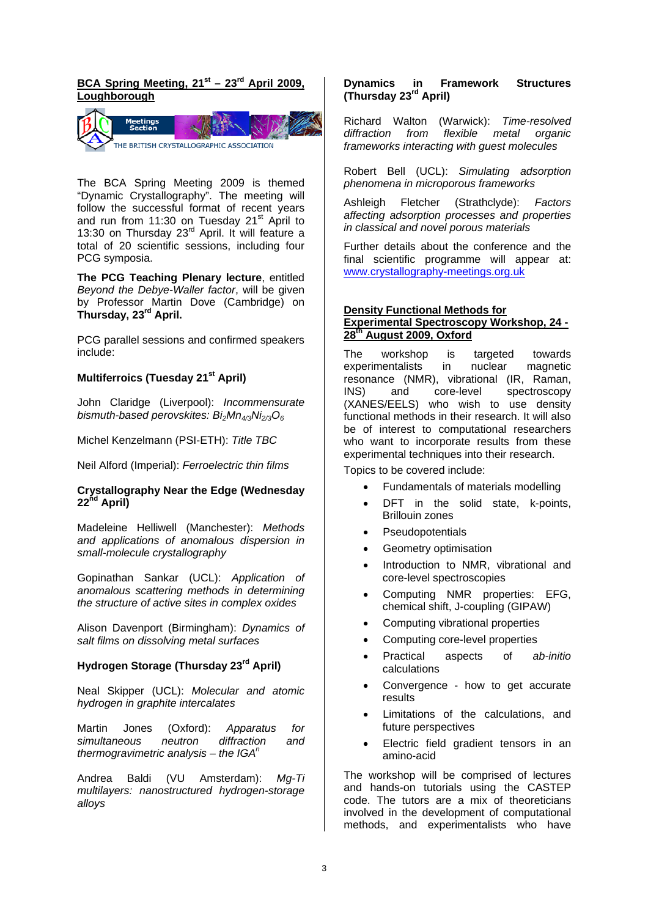## BCA Spring Meeting, 21st – 23rd April 2009, Loughborough

The BCA Spring Meeting 2009 is themed "Dynamic Crystallography". The meeting will follow the successful format of recent years and run from 11:30 on Tuesday 21st April to 13:30 on Thursday 23rd April. It will feature a total of 20 scientific sessions, including four PCG symposia.

**The PCG Teaching Plenary lecture**, entitled *Beyond the Debye-Waller factor*, will be given by Professor Martin Dove (Cambridge) on **Thursday, 23rd April.**

PCG parallel sessions and confirmed speakers include:

### Multiferroics (Tuesday 21st April)

John Claridge (Liverpool): *Incommensurate bismuth-based perovskites:* $Bi_2Mn_{4/3}Ni_{2/3}O_6$

Michel Kenzelmann (PSI-ETH): *Title TBC*

Neil Alford (Imperial): *Ferroelectric thin films*

### Crystallography Near the Edge (Wednesday 22nd April)

Madeleine Helliwell (Manchester): *Methods and applications of anomalous dispersion in small-molecule crystallography*

Gopinathan Sankar (UCL): *Application of anomalous scattering methods in determining the structure of active sites in complex oxides*

Alison Davenport (Birmingham): *Dynamics of salt films on dissolving metal surfaces*

### Hydrogen Storage (Thursday 23rd April)

Neal Skipper (UCL): *Molecular and atomic hydrogen in graphite intercalates*

Martin Jones (Oxford): *Apparatus for simultaneous neutron diffraction and thermogravimetric analysis – the IGA$^n$*

Andrea Baldi (VU Amsterdam): *Mg-Ti multilayers: nanostructured hydrogen-storage alloys*

### Dynamics in Framework Structures (Thursday 23rd April)

Richard Walton (Warwick): *Time-resolved diffraction from flexible metal organic frameworks interacting with guest molecules*

Robert Bell (UCL): *Simulating adsorption phenomena in microporous frameworks*

Ashleigh Fletcher (Strathclyde): *Factors affecting adsorption processes and properties in classical and novel porous materials*

Further details about the conference and the final scientific programme will appear at: www.crystallography-meetings.org.uk

## Density Functional Methods for Experimental Spectroscopy Workshop, 24 - 28th August 2009, Oxford

The workshop is targeted towards experimentalists in nuclear magnetic resonance (NMR), vibrational (IR, Raman, INS) and core-level spectroscopy (XANES/EELS) who wish to use density functional methods in their research. It will also be of interest to computational researchers who want to incorporate results from these experimental techniques into their research.

Topics to be covered include:

- Fundamentals of materials modelling
- DFT in the solid state, k-points, Brillouin zones
- Pseudopotentials
- Geometry optimisation
- Introduction to NMR, vibrational and core-level spectroscopies
- Computing NMR properties: EFG, chemical shift, J-coupling (GIPAW)
- Computing vibrational properties
- Computing core-level properties
- Practical aspects of *ab-initio* calculations
- Convergence - how to get accurate results
- Limitations of the calculations, and future perspectives
- Electric field gradient tensors in an amino-acid

The workshop will be comprised of lectures and hands-on tutorials using the CASTEP code. The tutors are a mix of theoreticians involved in the development of computational methods, and experimentalists who have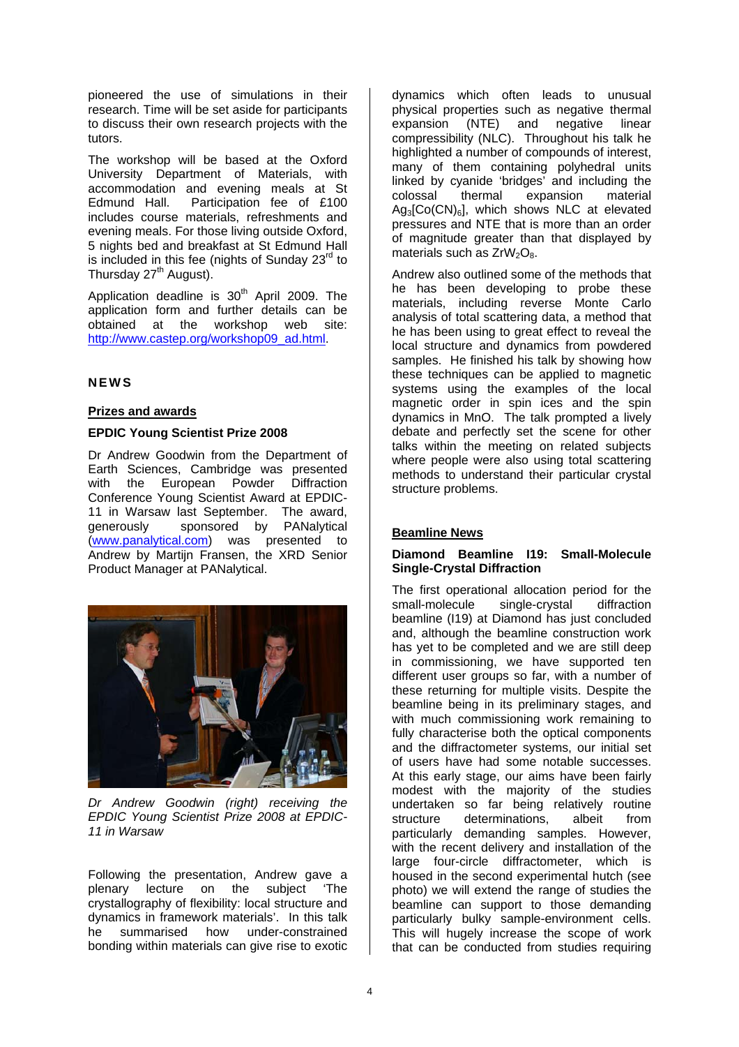pioneered the use of simulations in their research. Time will be set aside for participants to discuss their own research projects with the tutors.

The workshop will be based at the Oxford University Department of Materials, with accommodation and evening meals at St Edmund Hall. Participation fee of £100 includes course materials, refreshments and evening meals. For those living outside Oxford, 5 nights bed and breakfast at St Edmund Hall is included in this fee (nights of Sunday 23rd to Thursday 27th August).

Application deadline is 30th April 2009. The application form and further details can be obtained at the workshop web site: http://www.castep.org/workshop09_ad.html.

## NEWS

### Prizes and awards

#### EPDIC Young Scientist Prize 2008

Dr Andrew Goodwin from the Department of Earth Sciences, Cambridge was presented with the European Powder Diffraction Conference Young Scientist Award at EPDIC-11 in Warsaw last September. The award, generously sponsored by PANalytical (www.panalytical.com) was presented to Andrew by Martijn Fransen, the XRD Senior Product Manager at PANalytical.

*Dr Andrew Goodwin (right) receiving the EPDIC Young Scientist Prize 2008 at EPDIC-11 in Warsaw*

Following the presentation, Andrew gave a plenary lecture on the subject 'The crystallography of flexibility: local structure and dynamics in framework materials'. In this talk he summarised how under-constrained bonding within materials can give rise to exotic dynamics which often leads to unusual physical properties such as negative thermal expansion (NTE) and negative linear compressibility (NLC). Throughout his talk he highlighted a number of compounds of interest, many of them containing polyhedral units linked by cyanide 'bridges' and including the colossal thermal expansion material $Ag_3[Co(CN)_6]$, which shows NLC at elevated pressures and NTE that is more than an order of magnitude greater than that displayed by materials such as $ZrW_2O_8$.

Andrew also outlined some of the methods that he has been developing to probe these materials, including reverse Monte Carlo analysis of total scattering data, a method that he has been using to great effect to reveal the local structure and dynamics from powdered samples. He finished his talk by showing how these techniques can be applied to magnetic systems using the examples of the local magnetic order in spin ices and the spin dynamics in MnO. The talk prompted a lively debate and perfectly set the scene for other talks within the meeting on related subjects where people were also using total scattering methods to understand their particular crystal structure problems.

### Beamline News

#### Diamond Beamline I19: Small-Molecule Single-Crystal Diffraction

The first operational allocation period for the small-molecule single-crystal diffraction beamline (I19) at Diamond has just concluded and, although the beamline construction work has yet to be completed and we are still deep in commissioning, we have supported ten different user groups so far, with a number of these returning for multiple visits. Despite the beamline being in its preliminary stages, and with much commissioning work remaining to fully characterise both the optical components and the diffractometer systems, our initial set of users have had some notable successes. At this early stage, our aims have been fairly modest with the majority of the studies undertaken so far being relatively routine structure determinations, albeit from particularly demanding samples. However, with the recent delivery and installation of the large four-circle diffractometer, which is housed in the second experimental hutch (see photo) we will extend the range of studies the beamline can support to those demanding particularly bulky sample-environment cells. This will hugely increase the scope of work that can be conducted from studies requiring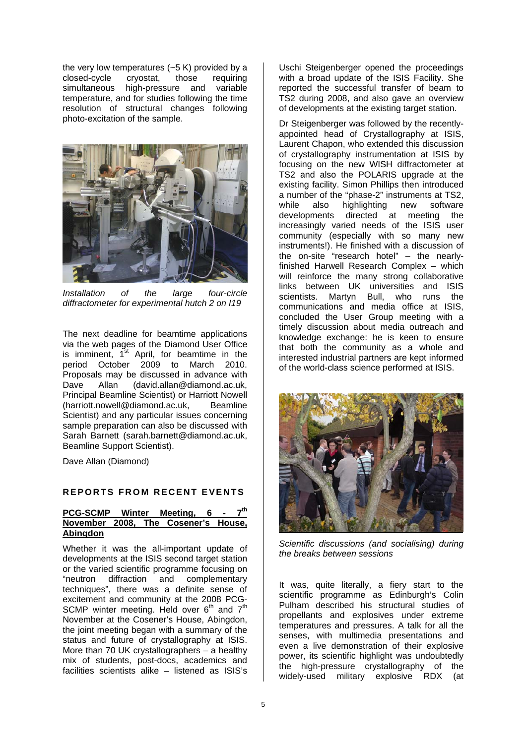the very low temperatures (~5 K) provided by a closed-cycle cryostat, those requiring simultaneous high-pressure and variable temperature, and for studies following the time resolution of structural changes following photo-excitation of the sample.

*Installation of the large four-circle diffractometer for experimental hutch 2 on I19*

The next deadline for beamtime applications via the web pages of the Diamond User Office is imminent, 1st April, for beamtime in the period October 2009 to March 2010. Proposals may be discussed in advance with Dave Allan (david.allan@diamond.ac.uk, Principal Beamline Scientist) or Harriott Nowell (harriott.nowell@diamond.ac.uk, Beamline Scientist) and any particular issues concerning sample preparation can also be discussed with Sarah Barnett (sarah.barnett@diamond.ac.uk, Beamline Support Scientist).

Dave Allan (Diamond)

## REPORTS FROM RECENT EVENTS

### PCG-SCMP Winter Meeting, 6 - 7th November 2008, The Cosener's House, Abingdon

Whether it was the all-important update of developments at the ISIS second target station or the varied scientific programme focusing on "neutron diffraction and complementary techniques", there was a definite sense of excitement and community at the 2008 PCG-SCMP winter meeting. Held over 6th and 7th November at the Cosener's House, Abingdon, the joint meeting began with a summary of the status and future of crystallography at ISIS. More than 70 UK crystallographers – a healthy mix of students, post-docs, academics and facilities scientists alike – listened as ISIS's Uschi Steigenberger opened the proceedings with a broad update of the ISIS Facility. She reported the successful transfer of beam to TS2 during 2008, and also gave an overview of developments at the existing target station.

Dr Steigenberger was followed by the recently-appointed head of Crystallography at ISIS, Laurent Chapon, who extended this discussion of crystallography instrumentation at ISIS by focusing on the new WISH diffractometer at TS2 and also the POLARIS upgrade at the existing facility. Simon Phillips then introduced a number of the "phase-2" instruments at TS2, while also highlighting new software developments directed at meeting the increasingly varied needs of the ISIS user community (especially with so many new instruments!). He finished with a discussion of the on-site "research hotel" – the nearly-finished Harwell Research Complex – which will reinforce the many strong collaborative links between UK universities and ISIS scientists. Martyn Bull, who runs the communications and media office at ISIS, concluded the User Group meeting with a timely discussion about media outreach and knowledge exchange: he is keen to ensure that both the community as a whole and interested industrial partners are kept informed of the world-class science performed at ISIS.

*Scientific discussions (and socialising) during the breaks between sessions*

It was, quite literally, a fiery start to the scientific programme as Edinburgh's Colin Pulham described his structural studies of propellants and explosives under extreme temperatures and pressures. A talk for all the senses, with multimedia presentations and even a live demonstration of their explosive power, its scientific highlight was undoubtedly the high-pressure crystallography of the widely-used military explosive RDX (at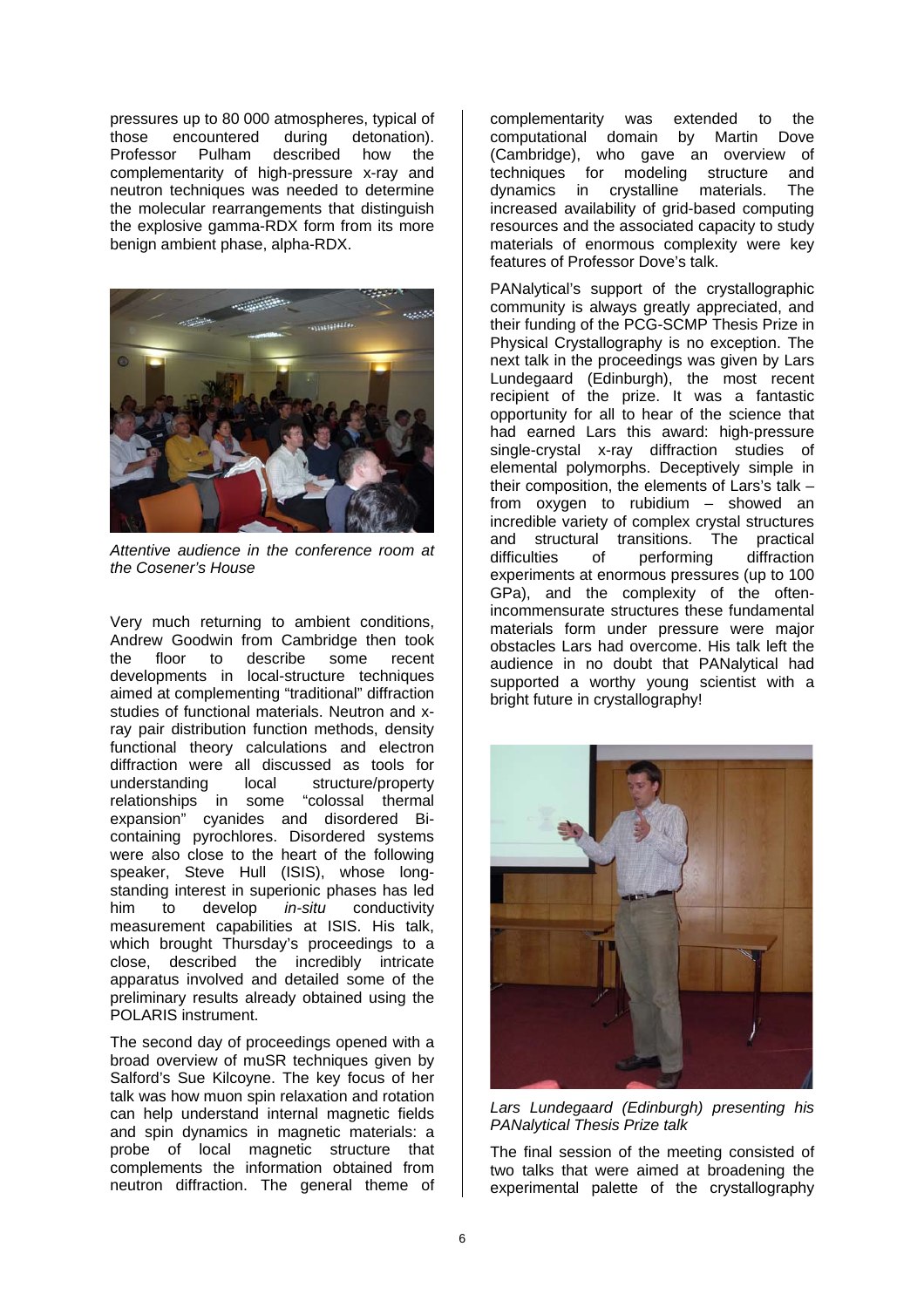pressures up to 80 000 atmospheres, typical of those encountered during detonation). Professor Pulham described how the complementarity of high-pressure x-ray and neutron techniques was needed to determine the molecular rearrangements that distinguish the explosive gamma-RDX form from its more benign ambient phase, alpha-RDX.

*Attentive audience in the conference room at the Cosener's House*

Very much returning to ambient conditions, Andrew Goodwin from Cambridge then took the floor to describe some recent developments in local-structure techniques aimed at complementing "traditional" diffraction studies of functional materials. Neutron and x-ray pair distribution function methods, density functional theory calculations and electron diffraction were all discussed as tools for understanding local structure/property relationships in some "colossal thermal expansion" cyanides and disordered Bi-containing pyrochlores. Disordered systems were also close to the heart of the following speaker, Steve Hull (ISIS), whose long-standing interest in superionic phases has led him to develop *in-situ* conductivity measurement capabilities at ISIS. His talk, which brought Thursday's proceedings to a close, described the incredibly intricate apparatus involved and detailed some of the preliminary results already obtained using the POLARIS instrument.

The second day of proceedings opened with a broad overview of muSR techniques given by Salford's Sue Kilcoyne. The key focus of her talk was how muon spin relaxation and rotation can help understand internal magnetic fields and spin dynamics in magnetic materials: a probe of local magnetic structure that complements the information obtained from neutron diffraction. The general theme of complementarity was extended to the computational domain by Martin Dove (Cambridge), who gave an overview of techniques for modeling structure and dynamics in crystalline materials. The increased availability of grid-based computing resources and the associated capacity to study materials of enormous complexity were key features of Professor Dove's talk.

PANalytical's support of the crystallographic community is always greatly appreciated, and their funding of the PCG-SCMP Thesis Prize in Physical Crystallography is no exception. The next talk in the proceedings was given by Lars Lundegaard (Edinburgh), the most recent recipient of the prize. It was a fantastic opportunity for all to hear of the science that had earned Lars this award: high-pressure single-crystal x-ray diffraction studies of elemental polymorphs. Deceptively simple in their composition, the elements of Lars's talk – from oxygen to rubidium – showed an incredible variety of complex crystal structures and structural transitions. The practical difficulties of performing diffraction experiments at enormous pressures (up to 100 GPa), and the complexity of the often-incommensurate structures these fundamental materials form under pressure were major obstacles Lars had overcome. His talk left the audience in no doubt that PANalytical had supported a worthy young scientist with a bright future in crystallography!

*Lars Lundegaard (Edinburgh) presenting his PANalytical Thesis Prize talk*

The final session of the meeting consisted of two talks that were aimed at broadening the experimental palette of the crystallography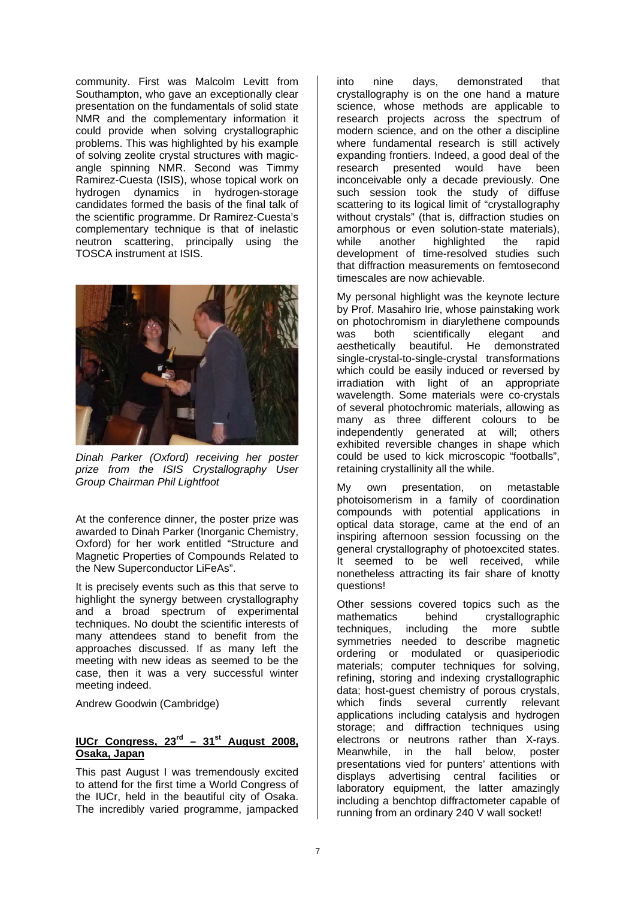community. First was Malcolm Levitt from Southampton, who gave an exceptionally clear presentation on the fundamentals of solid state NMR and the complementary information it could provide when solving crystallographic problems. This was highlighted by his example of solving zeolite crystal structures with magic-angle spinning NMR. Second was Timmy Ramirez-Cuesta (ISIS), whose topical work on hydrogen dynamics in hydrogen-storage candidates formed the basis of the final talk of the scientific programme. Dr Ramirez-Cuesta's complementary technique is that of inelastic neutron scattering, principally using the TOSCA instrument at ISIS.

*Dinah Parker (Oxford) receiving her poster prize from the ISIS Crystallography User Group Chairman Phil Lightfoot*

At the conference dinner, the poster prize was awarded to Dinah Parker (Inorganic Chemistry, Oxford) for her work entitled "Structure and Magnetic Properties of Compounds Related to the New Superconductor LiFeAs".

It is precisely events such as this that serve to highlight the synergy between crystallography and a broad spectrum of experimental techniques. No doubt the scientific interests of many attendees stand to benefit from the approaches discussed. If as many left the meeting with new ideas as seemed to be the case, then it was a very successful winter meeting indeed.

Andrew Goodwin (Cambridge)

## IUCr Congress, 23rd – 31st August 2008, Osaka, Japan

This past August I was tremendously excited to attend for the first time a World Congress of the IUCr, held in the beautiful city of Osaka. The incredibly varied programme, jampacked into nine days, demonstrated that crystallography is on the one hand a mature science, whose methods are applicable to research projects across the spectrum of modern science, and on the other a discipline where fundamental research is still actively expanding frontiers. Indeed, a good deal of the research presented would have been inconceivable only a decade previously. One such session took the study of diffuse scattering to its logical limit of "crystallography without crystals" (that is, diffraction studies on amorphous or even solution-state materials), while another highlighted the rapid development of time-resolved studies such that diffraction measurements on femtosecond timescales are now achievable.

My personal highlight was the keynote lecture by Prof. Masahiro Irie, whose painstaking work on photochromism in diarylethene compounds was both scientifically elegant and aesthetically beautiful. He demonstrated single-crystal-to-single-crystal transformations which could be easily induced or reversed by irradiation with light of an appropriate wavelength. Some materials were co-crystals of several photochromic materials, allowing as many as three different colours to be independently generated at will; others exhibited reversible changes in shape which could be used to kick microscopic "footballs", retaining crystallinity all the while.

My own presentation, on metastable photoisomerism in a family of coordination compounds with potential applications in optical data storage, came at the end of an inspiring afternoon session focussing on the general crystallography of photoexcited states. It seemed to be well received, while nonetheless attracting its fair share of knotty questions!

Other sessions covered topics such as the mathematics behind crystallographic techniques, including the more subtle symmetries needed to describe magnetic ordering or modulated or quasiperiodic materials; computer techniques for solving, refining, storing and indexing crystallographic data; host-guest chemistry of porous crystals, which finds several currently relevant applications including catalysis and hydrogen storage; and diffraction techniques using electrons or neutrons rather than X-rays. Meanwhile, in the hall below, poster presentations vied for punters' attentions with displays advertising central facilities or laboratory equipment, the latter amazingly including a benchtop diffractometer capable of running from an ordinary 240 V wall socket!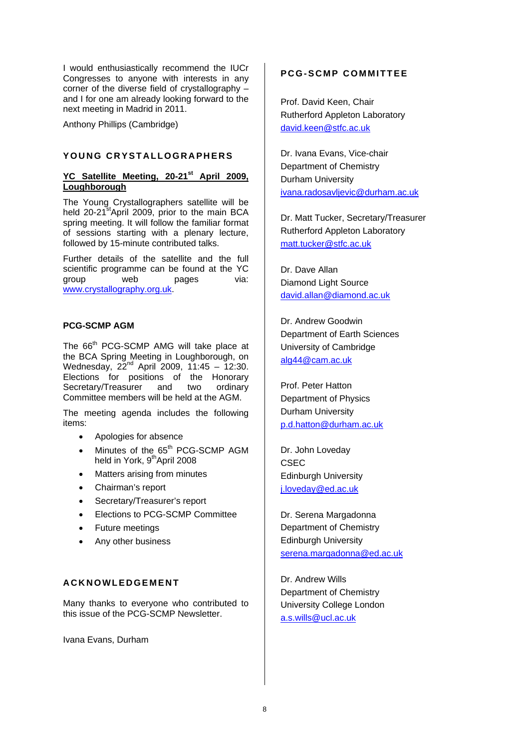I would enthusiastically recommend the IUCr Congresses to anyone with interests in any corner of the diverse field of crystallography – and I for one am already looking forward to the next meeting in Madrid in 2011.

Anthony Phillips (Cambridge)

## YOUNG CRYSTALLOGRAPHERS

### YC Satellite Meeting, 20-21st April 2009, Loughborough

The Young Crystallographers satellite will be held 20-21st April 2009, prior to the main BCA spring meeting. It will follow the familiar format of sessions starting with a plenary lecture, followed by 15-minute contributed talks.

Further details of the satellite and the full scientific programme can be found at the YC group web pages via: www.crystallography.org.uk.

## PCG-SCMP AGM

The 66th PCG-SCMP AMG will take place at the BCA Spring Meeting in Loughborough, on Wednesday, 22nd April 2009, 11:45 – 12:30. Elections for positions of the Honorary Secretary/Treasurer and two ordinary Committee members will be held at the AGM.

The meeting agenda includes the following items:

- Apologies for absence
- Minutes of the 65th PCG-SCMP AGM held in York, 9th April 2008
- Matters arising from minutes
- Chairman's report
- Secretary/Treasurer's report
- Elections to PCG-SCMP Committee
- Future meetings
- Any other business

## ACKNOWLEDGEMENT

Many thanks to everyone who contributed to this issue of the PCG-SCMP Newsletter.

Ivana Evans, Durham

## PCG-SCMP COMMITTEE

Prof. David Keen, Chair
Rutherford Appleton Laboratory
david.keen@stfc.ac.uk

Dr. Ivana Evans, Vice-chair
Department of Chemistry
Durham University
ivana.radosavljevic@durham.ac.uk

Dr. Matt Tucker, Secretary/Treasurer
Rutherford Appleton Laboratory
matt.tucker@stfc.ac.uk

Dr. Dave Allan
Diamond Light Source
david.allan@diamond.ac.uk

Dr. Andrew Goodwin
Department of Earth Sciences
University of Cambridge
alg44@cam.ac.uk

Prof. Peter Hatton
Department of Physics
Durham University
p.d.hatton@durham.ac.uk

Dr. John Loveday
CSEC
Edinburgh University
j.loveday@ed.ac.uk

Dr. Serena Margadonna
Department of Chemistry
Edinburgh University
serena.margadonna@ed.ac.uk

Dr. Andrew Wills
Department of Chemistry
University College London
a.s.wills@ucl.ac.uk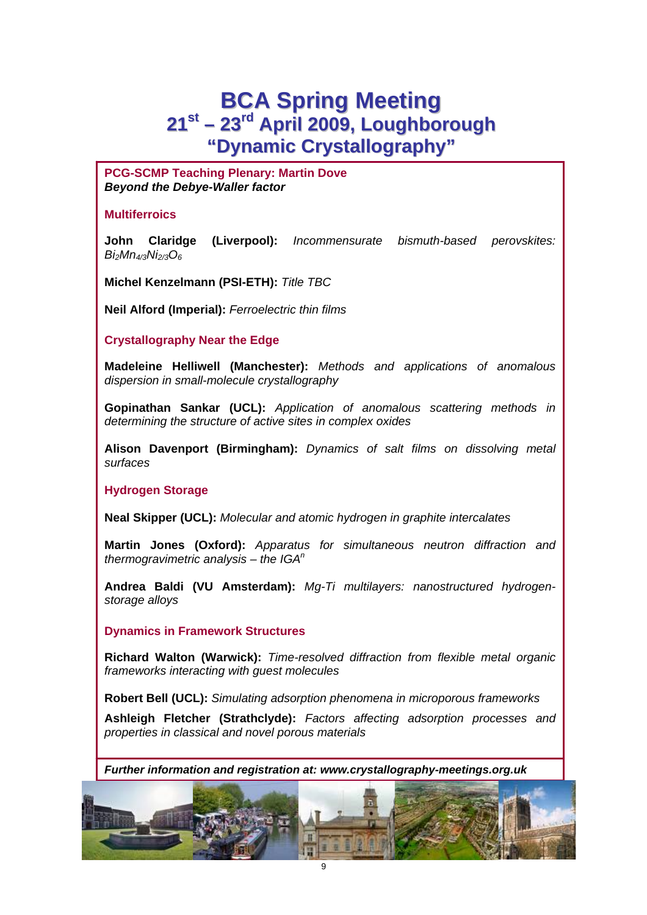# BCA Spring Meeting
## $21^{st}$ – $23^{rd}$ April 2009, Loughborough
## "Dynamic Crystallography"

**PCG-SCMP Teaching Plenary: Martin Dove**
***Beyond the Debye-Waller factor***

### Multiferroics

**John Claridge (Liverpool):** *Incommensurate bismuth-based perovskites: $Bi_2Mn_{4/3}Ni_{2/3}O_6$*

**Michel Kenzelmann (PSI-ETH):** *Title TBC*

**Neil Alford (Imperial):** *Ferroelectric thin films*

### Crystallography Near the Edge

**Madeleine Helliwell (Manchester):** *Methods and applications of anomalous dispersion in small-molecule crystallography*

**Gopinathan Sankar (UCL):** *Application of anomalous scattering methods in determining the structure of active sites in complex oxides*

**Alison Davenport (Birmingham):** *Dynamics of salt films on dissolving metal surfaces*

### Hydrogen Storage

**Neal Skipper (UCL):** *Molecular and atomic hydrogen in graphite intercalates*

**Martin Jones (Oxford):** *Apparatus for simultaneous neutron diffraction and thermogravimetric analysis – the $IGA^n$*

**Andrea Baldi (VU Amsterdam):** *Mg-Ti multilayers: nanostructured hydrogen-storage alloys*

### Dynamics in Framework Structures

**Richard Walton (Warwick):** *Time-resolved diffraction from flexible metal organic frameworks interacting with guest molecules*

**Robert Bell (UCL):** *Simulating adsorption phenomena in microporous frameworks*

**Ashleigh Fletcher (Strathclyde):** *Factors affecting adsorption processes and properties in classical and novel porous materials*

***Further information and registration at: www.crystallography-meetings.org.uk***